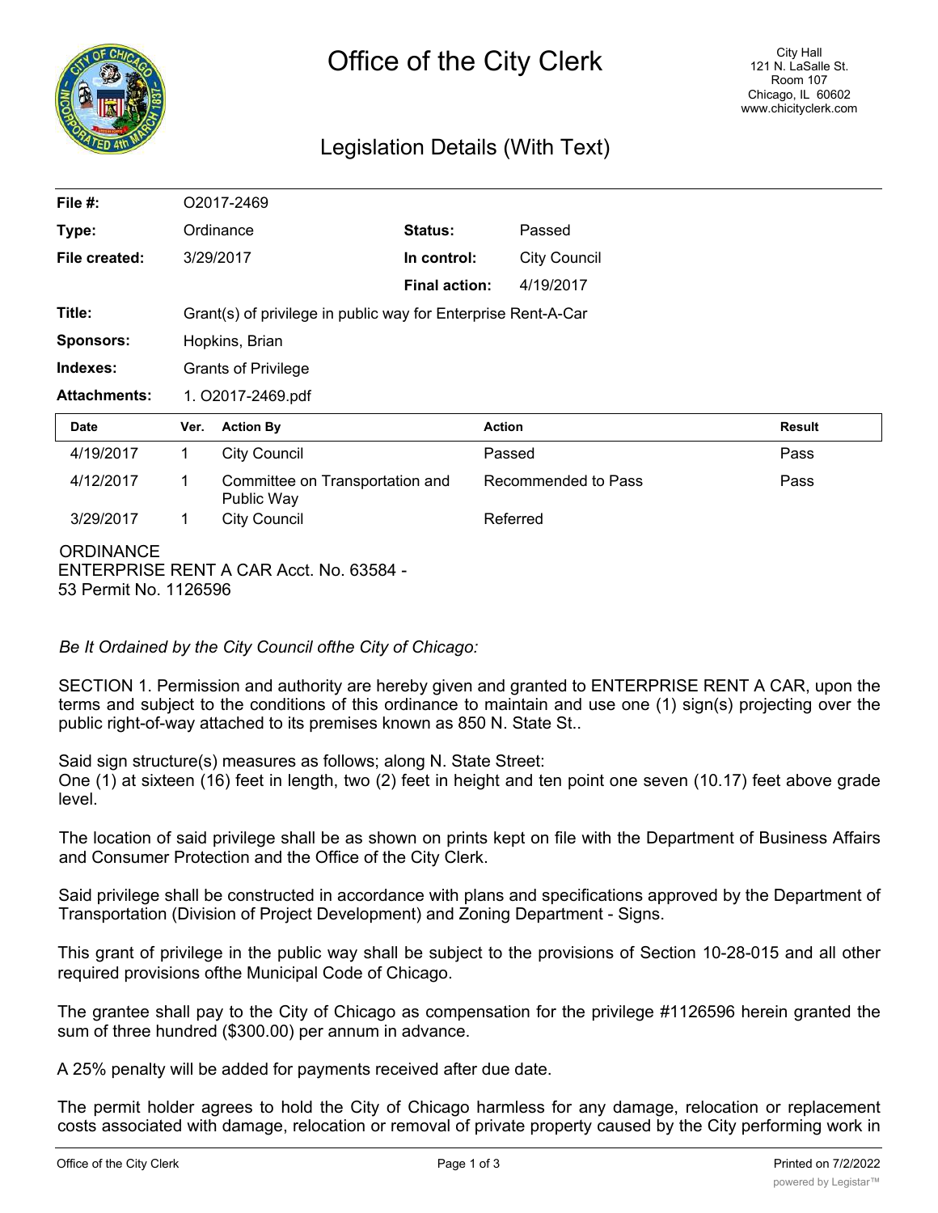# Office of the City Clerk

City Hall
121 N. LaSalle St.
Room 107
Chicago, IL 60602
www.chicityclerk.com

## Legislation Details (With Text)

| | | | |
|---|---|---|---|
| **File #:** | O2017-2469 | | |
| **Type:** | Ordinance | **Status:** | Passed |
| **File created:** | 3/29/2017 | **In control:** | City Council |
| | | **Final action:** | 4/19/2017 |
| **Title:** | Grant(s) of privilege in public way for Enterprise Rent-A-Car | | |
| **Sponsors:** | Hopkins, Brian | | |
| **Indexes:** | Grants of Privilege | | |
| **Attachments:** | 1. O2017-2469.pdf | | |

| Date | Ver. | Action By | Action | Result |
|---|---|---|---|---|
| 4/19/2017 | 1 | City Council | Passed | Pass |
| 4/12/2017 | 1 | Committee on Transportation and Public Way | Recommended to Pass | Pass |
| 3/29/2017 | 1 | City Council | Referred | |

ORDINANCE
ENTERPRISE RENT A CAR Acct. No. 63584 - 53 Permit No. 1126596

*Be It Ordained by the City Council ofthe City of Chicago:*

SECTION 1. Permission and authority are hereby given and granted to ENTERPRISE RENT A CAR, upon the terms and subject to the conditions of this ordinance to maintain and use one (1) sign(s) projecting over the public right-of-way attached to its premises known as 850 N. State St..

Said sign structure(s) measures as follows; along N. State Street:
One (1) at sixteen (16) feet in length, two (2) feet in height and ten point one seven (10.17) feet above grade level.

The location of said privilege shall be as shown on prints kept on file with the Department of Business Affairs and Consumer Protection and the Office of the City Clerk.

Said privilege shall be constructed in accordance with plans and specifications approved by the Department of Transportation (Division of Project Development) and Zoning Department - Signs.

This grant of privilege in the public way shall be subject to the provisions of Section 10-28-015 and all other required provisions ofthe Municipal Code of Chicago.

The grantee shall pay to the City of Chicago as compensation for the privilege #1126596 herein granted the sum of three hundred ($300.00) per annum in advance.

A 25% penalty will be added for payments received after due date.

The permit holder agrees to hold the City of Chicago harmless for any damage, relocation or replacement costs associated with damage, relocation or removal of private property caused by the City performing work in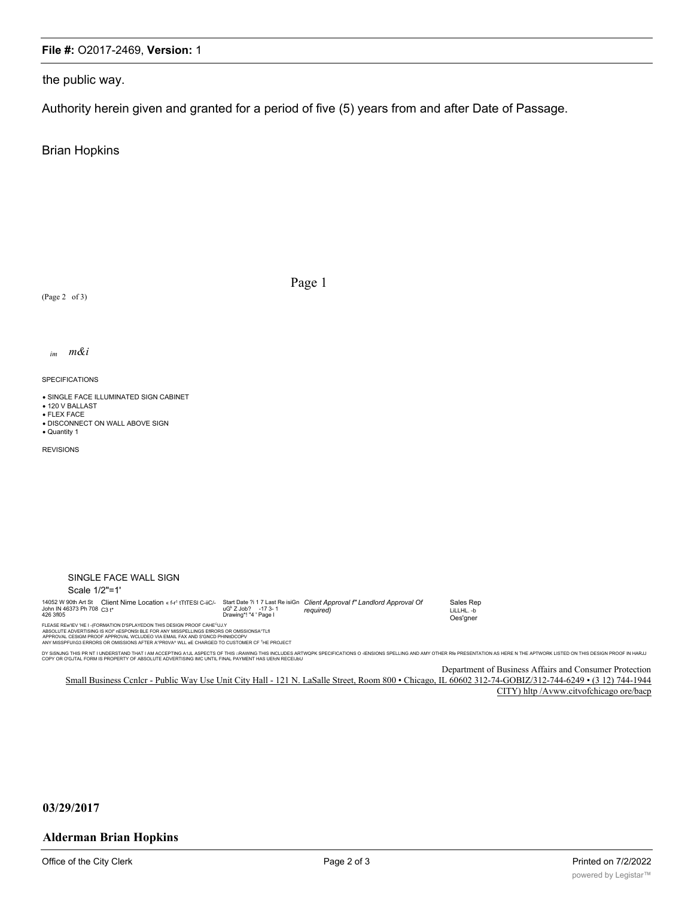the public way.

Authority herein given and granted for a period of five (5) years from and after Date of Passage.

Brian Hopkins

Page 1

(Page 2 of 3)

*im m&i*

SPECIFICATIONS

- SINGLE FACE ILLUMINATED SIGN CABINET
- 120 V BALLAST
- FLEX FACE
- DISCONNECT ON WALL ABOVE SIGN
- Quantity 1

REVISIONS

SINGLE FACE WALL SIGN

Scale 1/2"=1'

14052 W 90th Art St John IN 46373 Ph 708 426 3fl05 Client Nime Location « f-r' tTtTESI C-iiC/- C3 t* Start Date ?i 1 7 Last Re isiGn uG' Z Job? -17 3- 1 Drawing*! "4 ' Page I *Client Approval f" Landlord Approval Of required)* Sales Rep LiLLHL. -b Oes'gner

FLEASE REw'IEV 'HE I -(FORMATION D'SPLAYEDON THIS DESIGN PROOF CAHE UJ.Y
ABSOLUTE ADVERTISING IS KOI" nESPONSt BLE FOR ANY MISSPELLINGS ERRORS OR OMSSIONSA'TLfl
APPROVAL CESIGM PROOF APPROVAL WCLUDEO VIA EMAIL FAX AND S'GNCD PHINtDCOPV
ANY MISSPFUIiG3 ERRORS OR OMISSIONS AFTER A'PR0VA^ WLL eE CHARGED TO CUSTOMER CF THE PROJECT

DY SiSNJNG THIS PR NT I UNDERSTAND THAT I AM ACCEPTING A1JL ASPECTS OF THIS DRAWING THIS INCLUDES ARTWQPK SPECIFICATIONS O -IENSIONS SPELLING AND AMY OTHER Rfe PRESENTATION AS HERE N THE APTWORK LISTED ON THIS DESIGN PROOF IN HARJJ COPY OR O'GJTAL FORM IS PROPERTY OF ABSOLUTE ADVERTISING IMC UNTIL FINAL PAYMENT HAS UEfcN RECEIJbU

Department of Business Affairs and Consumer Protection
Small Business Ccnlcr - Public Way Use Unit City Hall - 121 N. LaSalle Street, Room 800 • Chicago, IL 60602 312-74-GOBIZ/312-744-6249 • (3 12) 744-1944
CITY) hltp /Avww.citvofchicago ore/bacp

**03/29/2017**

**Alderman Brian Hopkins**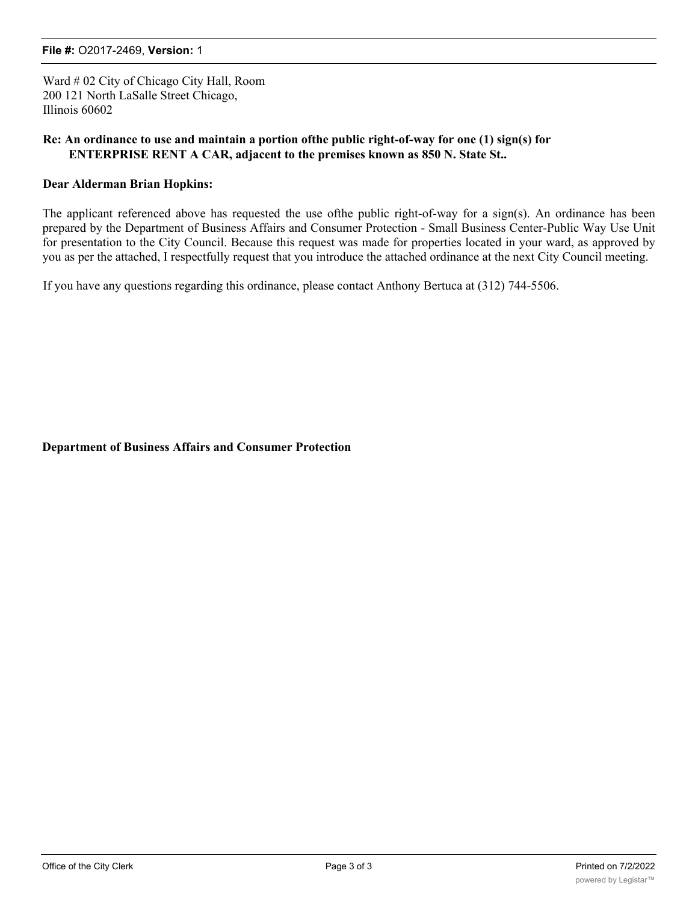Ward # 02 City of Chicago City Hall, Room 200 121 North LaSalle Street Chicago, Illinois 60602

**Re: An ordinance to use and maintain a portion ofthe public right-of-way for one (1) sign(s) for ENTERPRISE RENT A CAR, adjacent to the premises known as 850 N. State St..**

**Dear Alderman Brian Hopkins:**

The applicant referenced above has requested the use ofthe public right-of-way for a sign(s). An ordinance has been prepared by the Department of Business Affairs and Consumer Protection - Small Business Center-Public Way Use Unit for presentation to the City Council. Because this request was made for properties located in your ward, as approved by you as per the attached, I respectfully request that you introduce the attached ordinance at the next City Council meeting.

If you have any questions regarding this ordinance, please contact Anthony Bertuca at (312) 744-5506.

**Department of Business Affairs and Consumer Protection**